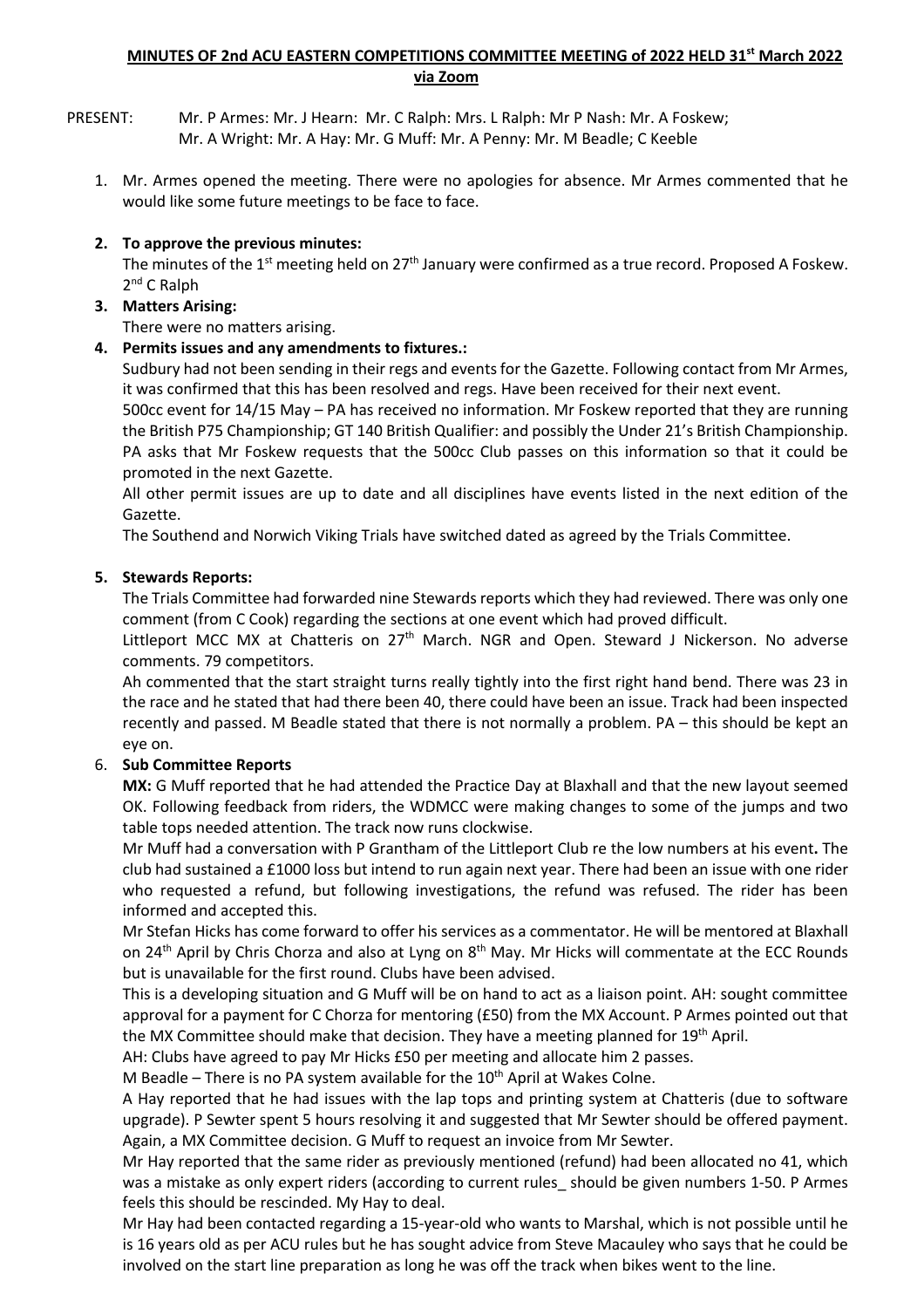# MINUTES OF 2nd ACU EASTERN COMPETITIONS COMMITTEE MEETING of 2022 HELD 31st March 2022 via Zoom

PRESENT: Mr. P Armes: Mr. J Hearn: Mr. C Ralph: Mrs. L Ralph: Mr P Nash: Mr. A Foskew; Mr. A Wright: Mr. A Hay: Mr. G Muff: Mr. A Penny: Mr. M Beadle; C Keeble

1. Mr. Armes opened the meeting. There were no apologies for absence. Mr Armes commented that he would like some future meetings to be face to face.

2. **To approve the previous minutes:**
   The minutes of the 1st meeting held on 27th January were confirmed as a true record. Proposed A Foskew. 2nd C Ralph

3. **Matters Arising:**
   There were no matters arising.

4. **Permits issues and any amendments to fixtures.:**
   Sudbury had not been sending in their regs and events for the Gazette. Following contact from Mr Armes, it was confirmed that this has been resolved and regs. Have been received for their next event.
   500cc event for 14/15 May – PA has received no information. Mr Foskew reported that they are running the British P75 Championship; GT 140 British Qualifier: and possibly the Under 21's British Championship. PA asks that Mr Foskew requests that the 500cc Club passes on this information so that it could be promoted in the next Gazette.
   All other permit issues are up to date and all disciplines have events listed in the next edition of the Gazette.
   The Southend and Norwich Viking Trials have switched dated as agreed by the Trials Committee.

5. **Stewards Reports:**
   The Trials Committee had forwarded nine Stewards reports which they had reviewed. There was only one comment (from C Cook) regarding the sections at one event which had proved difficult.
   Littleport MCC MX at Chatteris on 27th March. NGR and Open. Steward J Nickerson. No adverse comments. 79 competitors.
   Ah commented that the start straight turns really tightly into the first right hand bend. There was 23 in the race and he stated that had there been 40, there could have been an issue. Track had been inspected recently and passed. M Beadle stated that there is not normally a problem. PA – this should be kept an eye on.

6. **Sub Committee Reports**
   **MX:** G Muff reported that he had attended the Practice Day at Blaxhall and that the new layout seemed OK. Following feedback from riders, the WDMCC were making changes to some of the jumps and two table tops needed attention. The track now runs clockwise.
   Mr Muff had a conversation with P Grantham of the Littleport Club re the low numbers at his event**.** The club had sustained a £1000 loss but intend to run again next year. There had been an issue with one rider who requested a refund, but following investigations, the refund was refused. The rider has been informed and accepted this.
   Mr Stefan Hicks has come forward to offer his services as a commentator. He will be mentored at Blaxhall on 24th April by Chris Chorza and also at Lyng on 8th May. Mr Hicks will commentate at the ECC Rounds but is unavailable for the first round. Clubs have been advised.
   This is a developing situation and G Muff will be on hand to act as a liaison point. AH: sought committee approval for a payment for C Chorza for mentoring (£50) from the MX Account. P Armes pointed out that the MX Committee should make that decision. They have a meeting planned for 19th April.
   AH: Clubs have agreed to pay Mr Hicks £50 per meeting and allocate him 2 passes.
   M Beadle – There is no PA system available for the 10th April at Wakes Colne.
   A Hay reported that he had issues with the lap tops and printing system at Chatteris (due to software upgrade). P Sewter spent 5 hours resolving it and suggested that Mr Sewter should be offered payment. Again, a MX Committee decision. G Muff to request an invoice from Mr Sewter.
   Mr Hay reported that the same rider as previously mentioned (refund) had been allocated no 41, which was a mistake as only expert riders (according to current rules_ should be given numbers 1-50. P Armes feels this should be rescinded. My Hay to deal.
   Mr Hay had been contacted regarding a 15-year-old who wants to Marshal, which is not possible until he is 16 years old as per ACU rules but he has sought advice from Steve Macauley who says that he could be involved on the start line preparation as long he was off the track when bikes went to the line.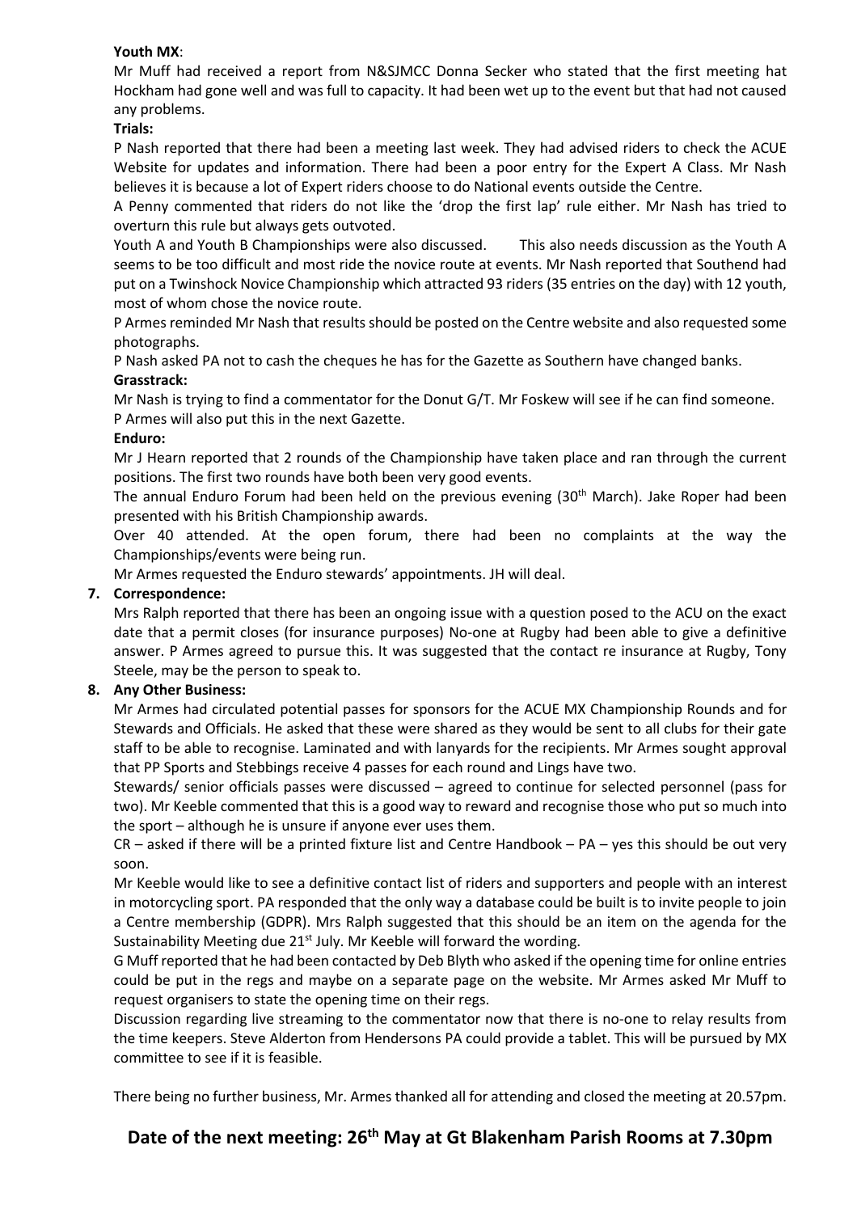**Youth MX**:

Mr Muff had received a report from N&SJMCC Donna Secker who stated that the first meeting hat Hockham had gone well and was full to capacity. It had been wet up to the event but that had not caused any problems.

**Trials:**

P Nash reported that there had been a meeting last week. They had advised riders to check the ACUE Website for updates and information. There had been a poor entry for the Expert A Class. Mr Nash believes it is because a lot of Expert riders choose to do National events outside the Centre.

A Penny commented that riders do not like the 'drop the first lap' rule either. Mr Nash has tried to overturn this rule but always gets outvoted.

Youth A and Youth B Championships were also discussed. This also needs discussion as the Youth A seems to be too difficult and most ride the novice route at events. Mr Nash reported that Southend had put on a Twinshock Novice Championship which attracted 93 riders (35 entries on the day) with 12 youth, most of whom chose the novice route.

P Armes reminded Mr Nash that results should be posted on the Centre website and also requested some photographs.

P Nash asked PA not to cash the cheques he has for the Gazette as Southern have changed banks.

**Grasstrack:**

Mr Nash is trying to find a commentator for the Donut G/T. Mr Foskew will see if he can find someone.
P Armes will also put this in the next Gazette.

**Enduro:**

Mr J Hearn reported that 2 rounds of the Championship have taken place and ran through the current positions. The first two rounds have both been very good events.

The annual Enduro Forum had been held on the previous evening (30th March). Jake Roper had been presented with his British Championship awards.

Over 40 attended. At the open forum, there had been no complaints at the way the Championships/events were being run.

Mr Armes requested the Enduro stewards' appointments. JH will deal.

**7. Correspondence:**

Mrs Ralph reported that there has been an ongoing issue with a question posed to the ACU on the exact date that a permit closes (for insurance purposes) No-one at Rugby had been able to give a definitive answer. P Armes agreed to pursue this. It was suggested that the contact re insurance at Rugby, Tony Steele, may be the person to speak to.

**8. Any Other Business:**

Mr Armes had circulated potential passes for sponsors for the ACUE MX Championship Rounds and for Stewards and Officials. He asked that these were shared as they would be sent to all clubs for their gate staff to be able to recognise. Laminated and with lanyards for the recipients. Mr Armes sought approval that PP Sports and Stebbings receive 4 passes for each round and Lings have two.

Stewards/ senior officials passes were discussed – agreed to continue for selected personnel (pass for two). Mr Keeble commented that this is a good way to reward and recognise those who put so much into the sport – although he is unsure if anyone ever uses them.

CR – asked if there will be a printed fixture list and Centre Handbook – PA – yes this should be out very soon.

Mr Keeble would like to see a definitive contact list of riders and supporters and people with an interest in motorcycling sport. PA responded that the only way a database could be built is to invite people to join a Centre membership (GDPR). Mrs Ralph suggested that this should be an item on the agenda for the Sustainability Meeting due 21st July. Mr Keeble will forward the wording.

G Muff reported that he had been contacted by Deb Blyth who asked if the opening time for online entries could be put in the regs and maybe on a separate page on the website. Mr Armes asked Mr Muff to request organisers to state the opening time on their regs.

Discussion regarding live streaming to the commentator now that there is no-one to relay results from the time keepers. Steve Alderton from Hendersons PA could provide a tablet. This will be pursued by MX committee to see if it is feasible.

There being no further business, Mr. Armes thanked all for attending and closed the meeting at 20.57pm.

## Date of the next meeting: 26th May at Gt Blakenham Parish Rooms at 7.30pm